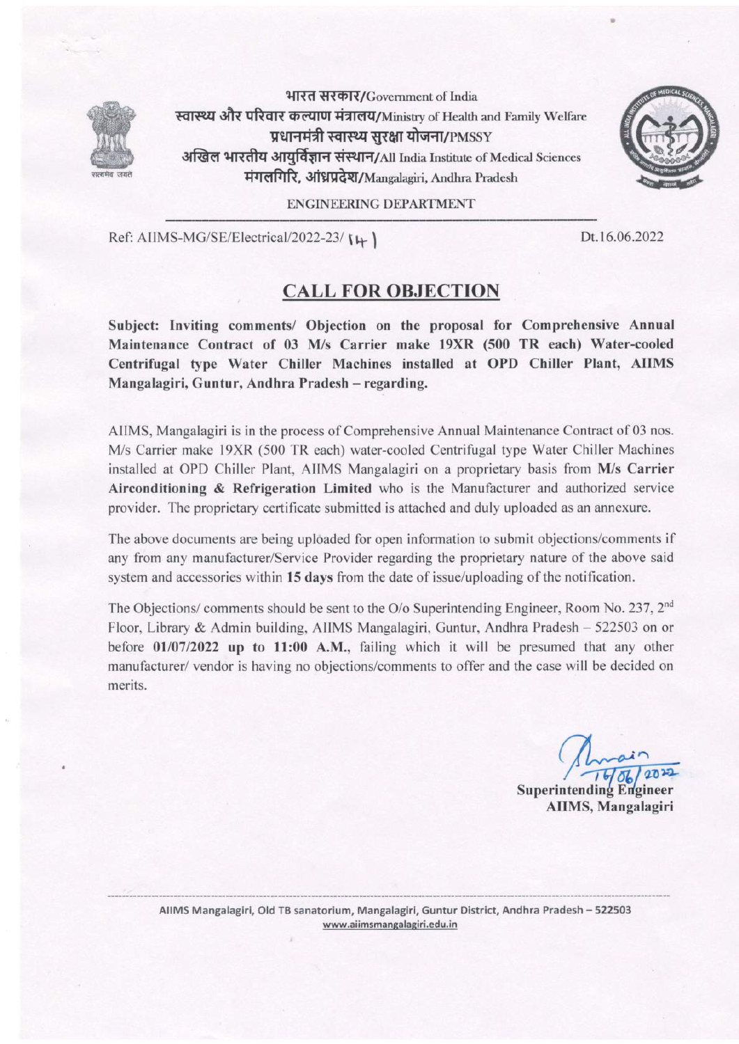भारत सरकार/Government of India

स्वास्थ्य और परिवार कल्याण मंत्रालय/Ministry of Health and Family Welfare

प्रधानमंत्री स्वास्थ्य सुरक्षा योजना/PMSSY

अखिल भारतीय आयुर्विज्ञान संस्थान/All India Institute of Medical Sciences

मंगलगिरि, आंध्रप्रदेश/Mangalagiri, Andhra Pradesh

ENGINEERING DEPARTMENT

Ref: AIIMS-MG/SE/Electrical/2022-23/ 141

Dt.16.06.2022

## CALL FOR OBJECTION

**Subject: Inviting comments/ Objection on the proposal for Comprehensive Annual Maintenance Contract of 03 M/s Carrier make 19XR (500 TR each) Water-cooled Centrifugal type Water Chiller Machines installed at OPD Chiller Plant, AIIMS Mangalagiri, Guntur, Andhra Pradesh – regarding.**

AIIMS, Mangalagiri is in the process of Comprehensive Annual Maintenance Contract of 03 nos. M/s Carrier make 19XR (500 TR each) water-cooled Centrifugal type Water Chiller Machines installed at OPD Chiller Plant, AIIMS Mangalagiri on a proprietary basis from **M/s Carrier Airconditioning & Refrigeration Limited** who is the Manufacturer and authorized service provider. The proprietary certificate submitted is attached and duly uploaded as an annexure.

The above documents are being uploaded for open information to submit objections/comments if any from any manufacturer/Service Provider regarding the proprietary nature of the above said system and accessories within **15 days** from the date of issue/uploading of the notification.

The Objections/ comments should be sent to the O/o Superintending Engineer, Room No. 237, 2nd Floor, Library & Admin building, AIIMS Mangalagiri, Guntur, Andhra Pradesh – 522503 on or before **01/07/2022 up to 11:00 A.M.**, failing which it will be presumed that any other manufacturer/ vendor is having no objections/comments to offer and the case will be decided on merits.

16/06/2022

**Superintending Engineer**
**AIIMS, Mangalagiri**

AIIMS Mangalagiri, Old TB sanatorium, Mangalagiri, Guntur District, Andhra Pradesh – 522503
www.aiimsmangalagiri.edu.in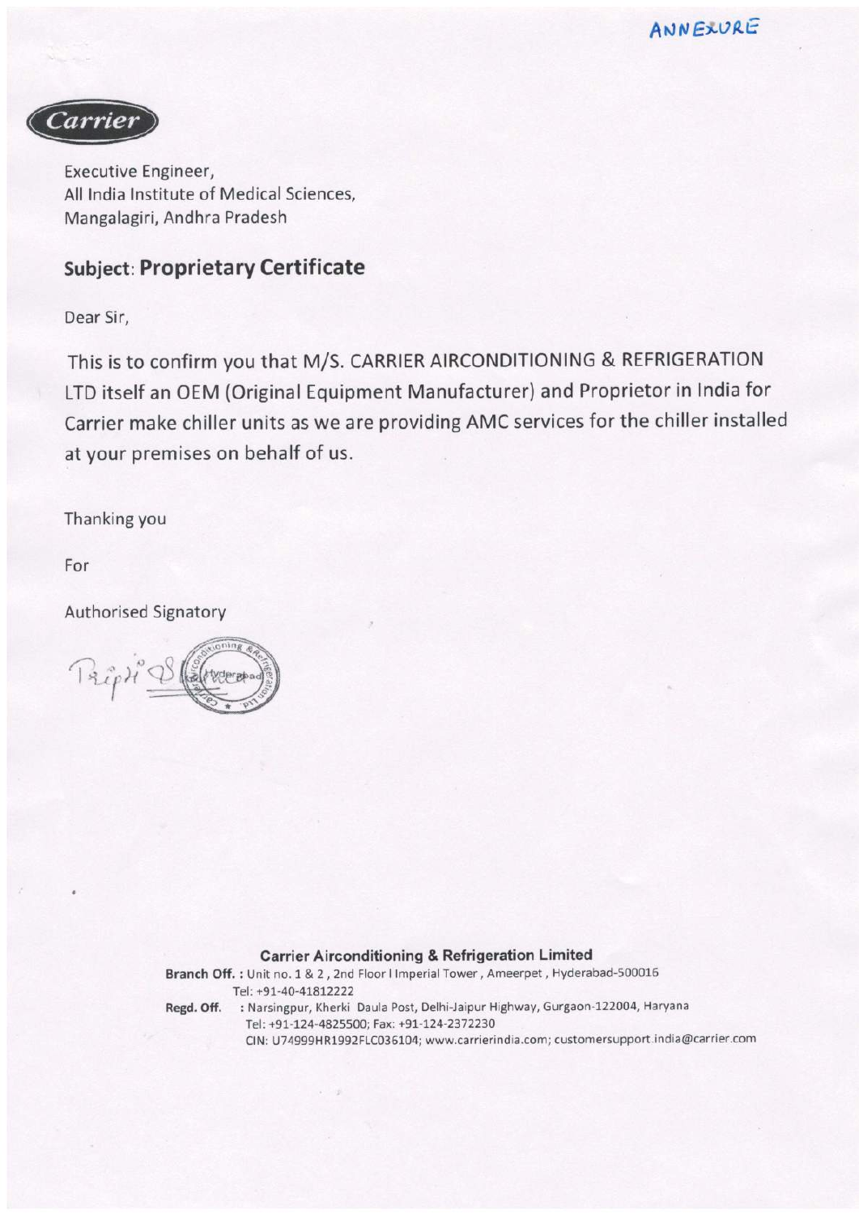ANNEXURE

Carrier

Executive Engineer,
All India Institute of Medical Sciences,
Mangalagiri, Andhra Pradesh

## Subject: Proprietary Certificate

Dear Sir,

This is to confirm you that M/S. CARRIER AIRCONDITIONING & REFRIGERATION LTD itself an OEM (Original Equipment Manufacturer) and Proprietor in India for Carrier make chiller units as we are providing AMC services for the chiller installed at your premises on behalf of us.

Thanking you

For

Authorised Signatory

**Carrier Airconditioning & Refrigeration Limited**

**Branch Off.** : Unit no. 1 & 2 , 2nd Floor I Imperial Tower , Ameerpet , Hyderabad-500016
Tel: +91-40-41812222

**Regd. Off.** : Narsingpur, Kherki Daula Post, Delhi-Jaipur Highway, Gurgaon-122004, Haryana
Tel: +91-124-4825500; Fax: +91-124-2372230
CIN: U74999HR1992FLC036104; www.carrierindia.com; customersupport.india@carrier.com